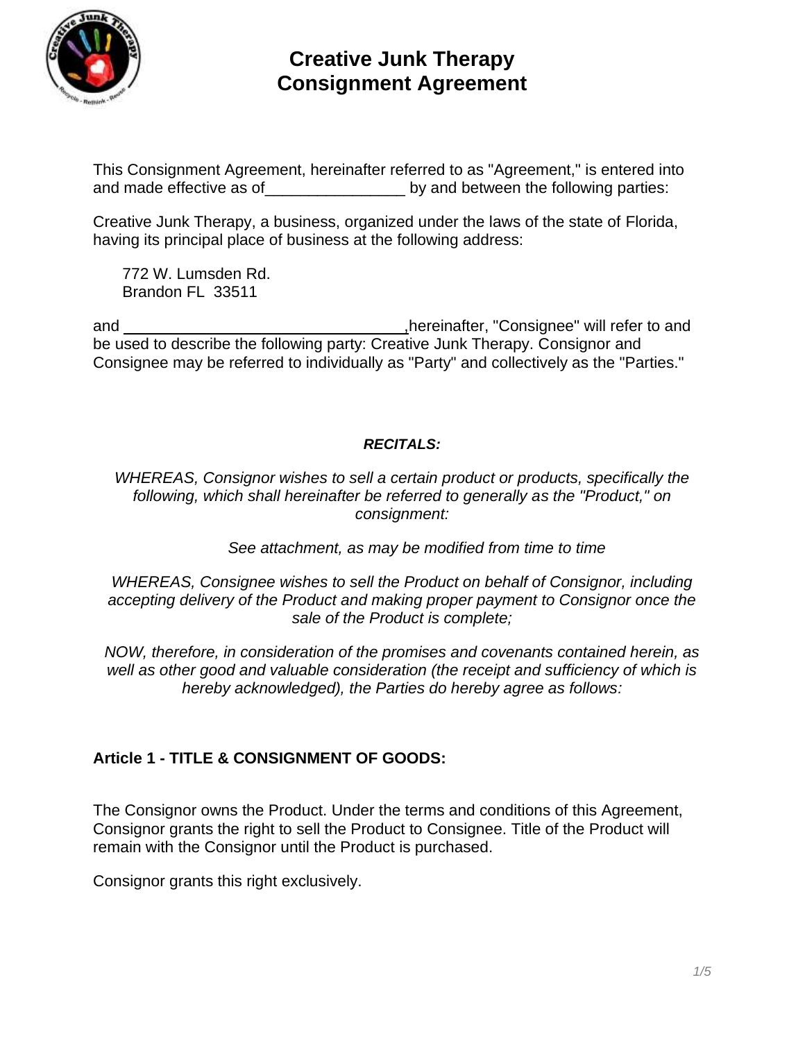# Creative Junk Therapy
# Consignment Agreement

This Consignment Agreement, hereinafter referred to as "Agreement," is entered into and made effective as of________________ by and between the following parties:

Creative Junk Therapy, a business, organized under the laws of the state of Florida, having its principal place of business at the following address:

772 W. Lumsden Rd.
Brandon FL 33511

and ________________________________,hereinafter, "Consignee" will refer to and be used to describe the following party: Creative Junk Therapy. Consignor and Consignee may be referred to individually as "Party" and collectively as the "Parties."

***RECITALS:***

*WHEREAS, Consignor wishes to sell a certain product or products, specifically the following, which shall hereinafter be referred to generally as the "Product," on consignment:*

*See attachment, as may be modified from time to time*

*WHEREAS, Consignee wishes to sell the Product on behalf of Consignor, including accepting delivery of the Product and making proper payment to Consignor once the sale of the Product is complete;*

*NOW, therefore, in consideration of the promises and covenants contained herein, as well as other good and valuable consideration (the receipt and sufficiency of which is hereby acknowledged), the Parties do hereby agree as follows:*

## Article 1 - TITLE & CONSIGNMENT OF GOODS:

The Consignor owns the Product. Under the terms and conditions of this Agreement, Consignor grants the right to sell the Product to Consignee. Title of the Product will remain with the Consignor until the Product is purchased.

Consignor grants this right exclusively.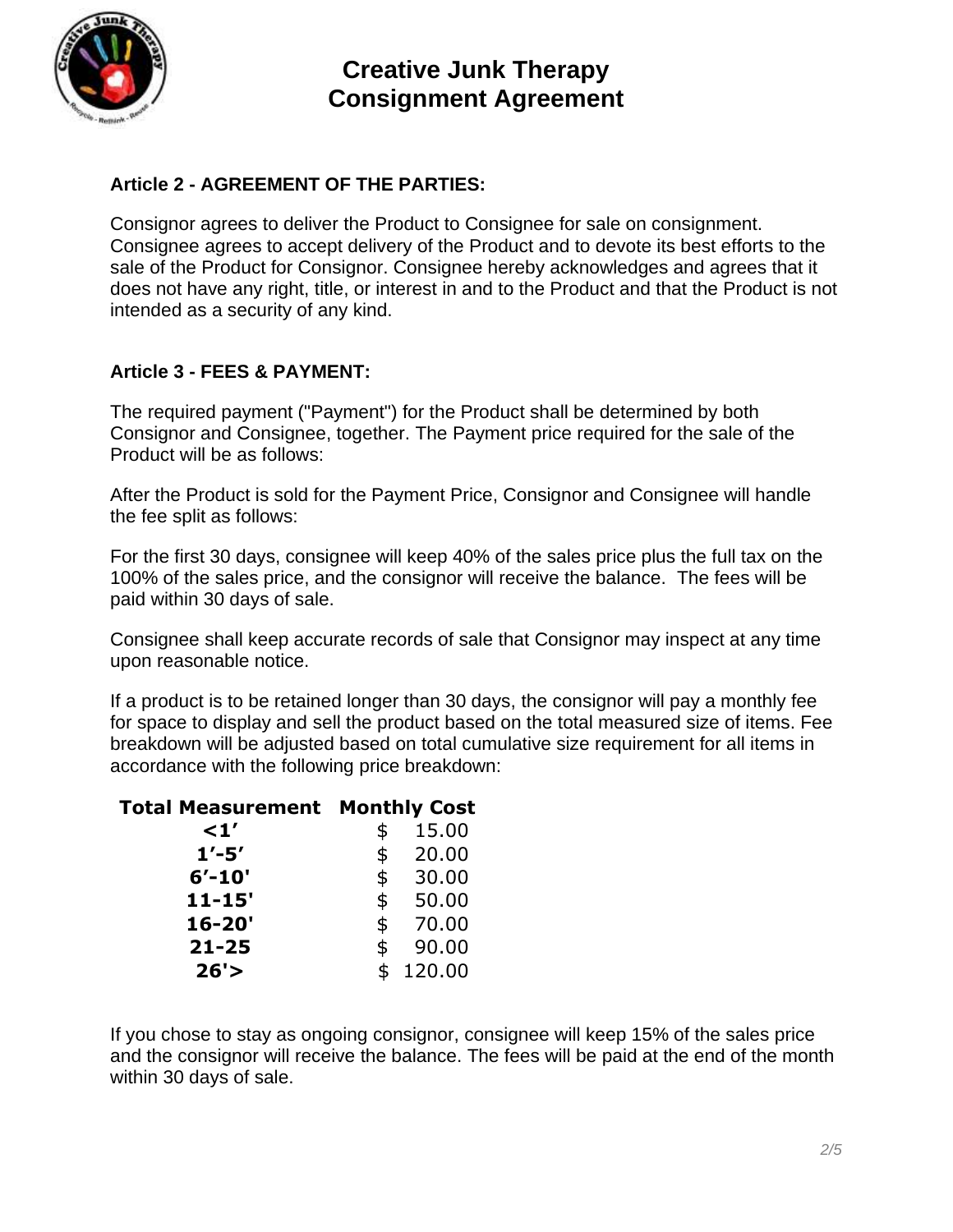# Creative Junk Therapy
# Consignment Agreement

**Article 2 - AGREEMENT OF THE PARTIES:**

Consignor agrees to deliver the Product to Consignee for sale on consignment. Consignee agrees to accept delivery of the Product and to devote its best efforts to the sale of the Product for Consignor. Consignee hereby acknowledges and agrees that it does not have any right, title, or interest in and to the Product and that the Product is not intended as a security of any kind.

**Article 3 - FEES & PAYMENT:**

The required payment ("Payment") for the Product shall be determined by both Consignor and Consignee, together. The Payment price required for the sale of the Product will be as follows:

After the Product is sold for the Payment Price, Consignor and Consignee will handle the fee split as follows:

For the first 30 days, consignee will keep 40% of the sales price plus the full tax on the 100% of the sales price, and the consignor will receive the balance. The fees will be paid within 30 days of sale.

Consignee shall keep accurate records of sale that Consignor may inspect at any time upon reasonable notice.

If a product is to be retained longer than 30 days, the consignor will pay a monthly fee for space to display and sell the product based on the total measured size of items. Fee breakdown will be adjusted based on total cumulative size requirement for all items in accordance with the following price breakdown:

| Total Measurement | Monthly Cost |
|---|---|
| <1' | $ 15.00 |
| 1'-5' | $ 20.00 |
| 6'-10' | $ 30.00 |
| 11-15' | $ 50.00 |
| 16-20' | $ 70.00 |
| 21-25 | $ 90.00 |
| 26'> | $ 120.00 |

If you chose to stay as ongoing consignor, consignee will keep 15% of the sales price and the consignor will receive the balance. The fees will be paid at the end of the month within 30 days of sale.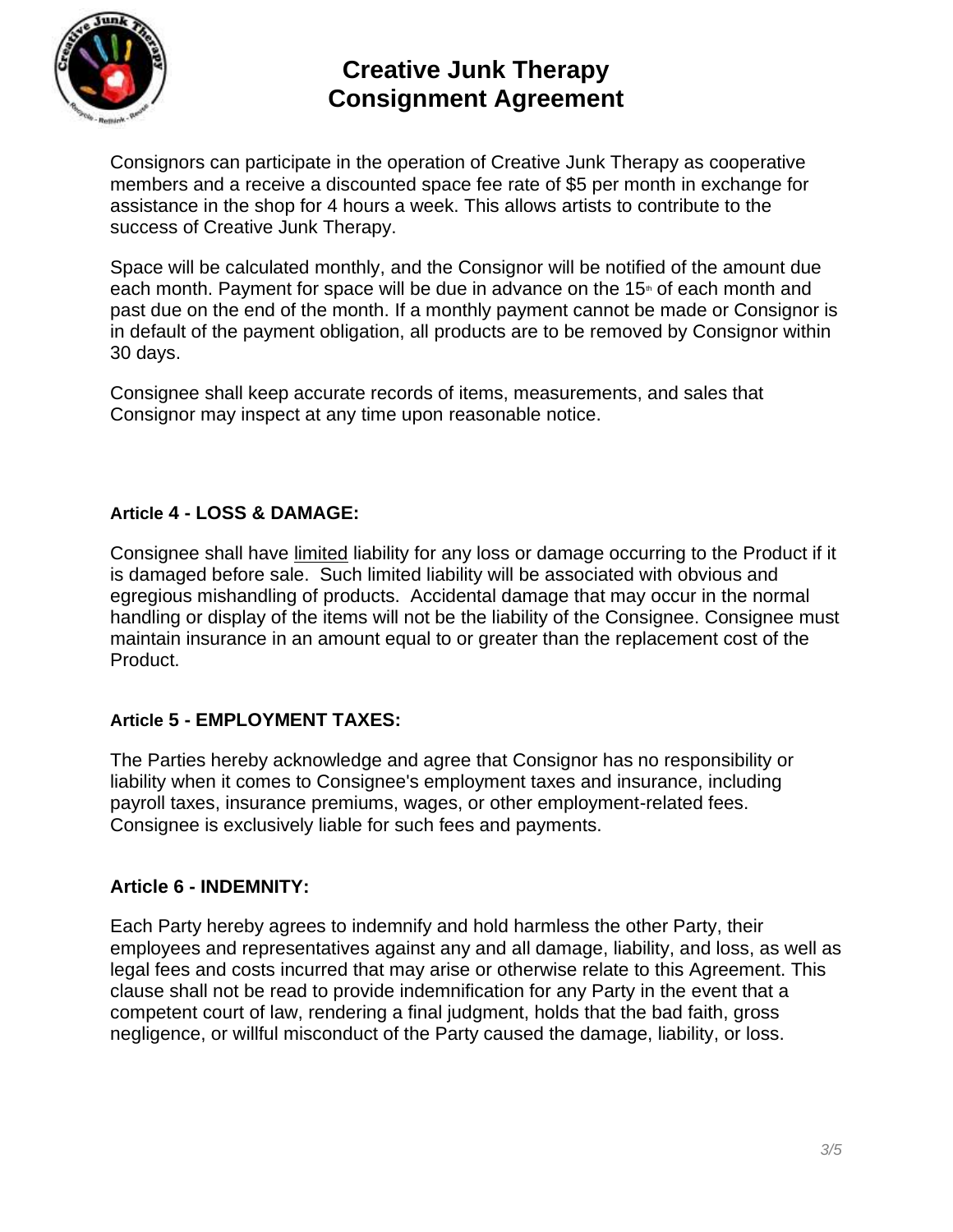# Creative Junk Therapy
# Consignment Agreement

Consignors can participate in the operation of Creative Junk Therapy as cooperative members and a receive a discounted space fee rate of $5 per month in exchange for assistance in the shop for 4 hours a week. This allows artists to contribute to the success of Creative Junk Therapy.

Space will be calculated monthly, and the Consignor will be notified of the amount due each month. Payment for space will be due in advance on the 15th of each month and past due on the end of the month. If a monthly payment cannot be made or Consignor is in default of the payment obligation, all products are to be removed by Consignor within 30 days.

Consignee shall keep accurate records of items, measurements, and sales that Consignor may inspect at any time upon reasonable notice.

### Article 4 - LOSS & DAMAGE:

Consignee shall have <u>limited</u> liability for any loss or damage occurring to the Product if it is damaged before sale. Such limited liability will be associated with obvious and egregious mishandling of products. Accidental damage that may occur in the normal handling or display of the items will not be the liability of the Consignee. Consignee must maintain insurance in an amount equal to or greater than the replacement cost of the Product.

### Article 5 - EMPLOYMENT TAXES:

The Parties hereby acknowledge and agree that Consignor has no responsibility or liability when it comes to Consignee's employment taxes and insurance, including payroll taxes, insurance premiums, wages, or other employment-related fees. Consignee is exclusively liable for such fees and payments.

### Article 6 - INDEMNITY:

Each Party hereby agrees to indemnify and hold harmless the other Party, their employees and representatives against any and all damage, liability, and loss, as well as legal fees and costs incurred that may arise or otherwise relate to this Agreement. This clause shall not be read to provide indemnification for any Party in the event that a competent court of law, rendering a final judgment, holds that the bad faith, gross negligence, or willful misconduct of the Party caused the damage, liability, or loss.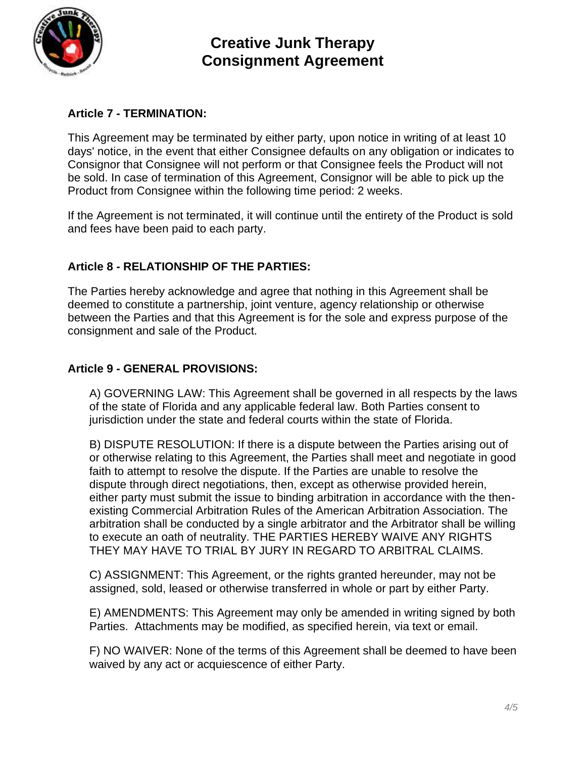**Article 7 - TERMINATION:**

This Agreement may be terminated by either party, upon notice in writing of at least 10 days' notice, in the event that either Consignee defaults on any obligation or indicates to Consignor that Consignee will not perform or that Consignee feels the Product will not be sold. In case of termination of this Agreement, Consignor will be able to pick up the Product from Consignee within the following time period: 2 weeks.

If the Agreement is not terminated, it will continue until the entirety of the Product is sold and fees have been paid to each party.

**Article 8 - RELATIONSHIP OF THE PARTIES:**

The Parties hereby acknowledge and agree that nothing in this Agreement shall be deemed to constitute a partnership, joint venture, agency relationship or otherwise between the Parties and that this Agreement is for the sole and express purpose of the consignment and sale of the Product.

**Article 9 - GENERAL PROVISIONS:**

A) GOVERNING LAW: This Agreement shall be governed in all respects by the laws of the state of Florida and any applicable federal law. Both Parties consent to jurisdiction under the state and federal courts within the state of Florida.

B) DISPUTE RESOLUTION: If there is a dispute between the Parties arising out of or otherwise relating to this Agreement, the Parties shall meet and negotiate in good faith to attempt to resolve the dispute. If the Parties are unable to resolve the dispute through direct negotiations, then, except as otherwise provided herein, either party must submit the issue to binding arbitration in accordance with the then-existing Commercial Arbitration Rules of the American Arbitration Association. The arbitration shall be conducted by a single arbitrator and the Arbitrator shall be willing to execute an oath of neutrality. THE PARTIES HEREBY WAIVE ANY RIGHTS THEY MAY HAVE TO TRIAL BY JURY IN REGARD TO ARBITRAL CLAIMS.

C) ASSIGNMENT: This Agreement, or the rights granted hereunder, may not be assigned, sold, leased or otherwise transferred in whole or part by either Party.

E) AMENDMENTS: This Agreement may only be amended in writing signed by both Parties. Attachments may be modified, as specified herein, via text or email.

F) NO WAIVER: None of the terms of this Agreement shall be deemed to have been waived by any act or acquiescence of either Party.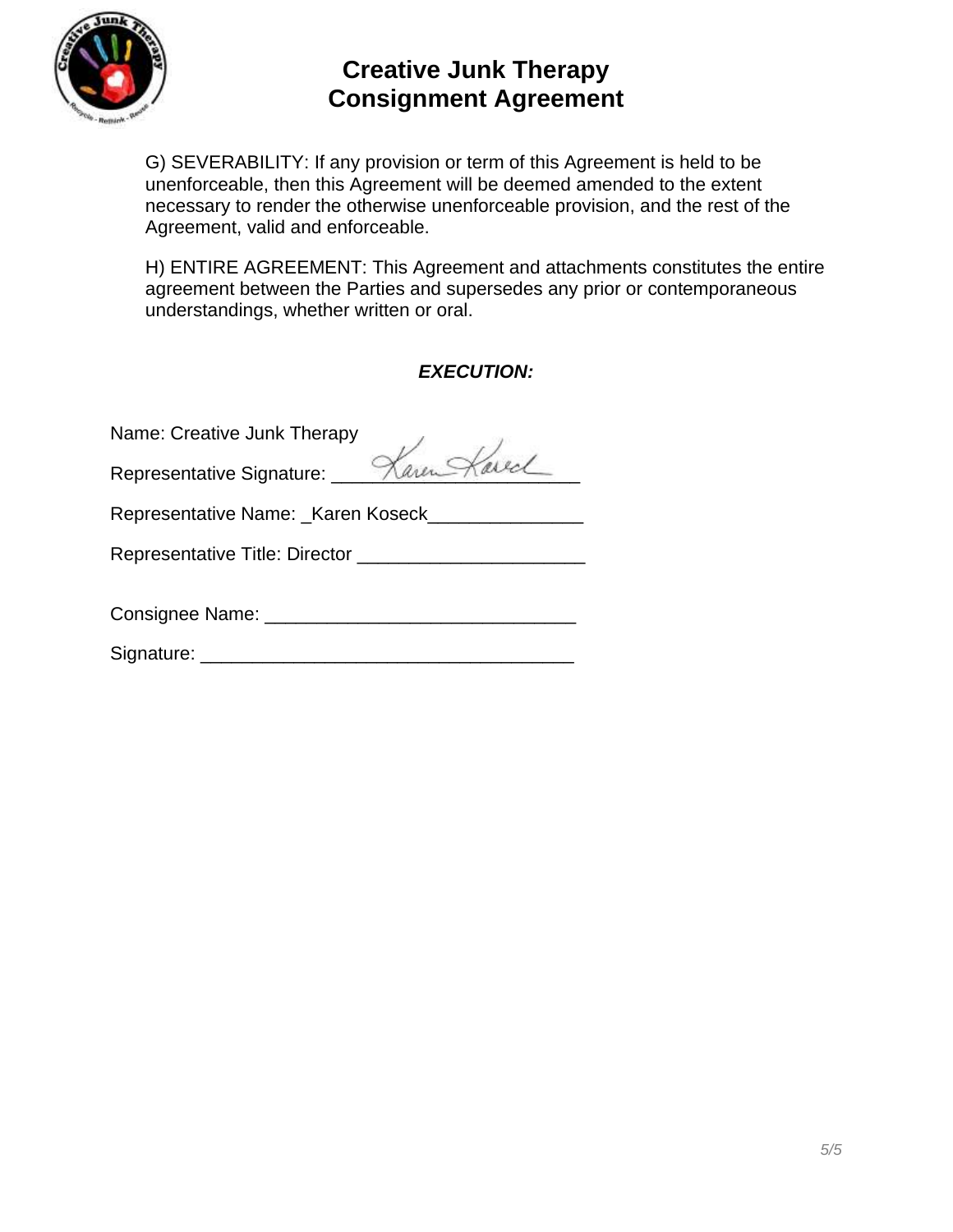# Creative Junk Therapy Consignment Agreement

G) SEVERABILITY: If any provision or term of this Agreement is held to be unenforceable, then this Agreement will be deemed amended to the extent necessary to render the otherwise unenforceable provision, and the rest of the Agreement, valid and enforceable.

H) ENTIRE AGREEMENT: This Agreement and attachments constitutes the entire agreement between the Parties and supersedes any prior or contemporaneous understandings, whether written or oral.

***EXECUTION:***

Name: Creative Junk Therapy

Representative Signature: ______________________

Representative Name: _Karen Koseck_______________

Representative Title: Director ______________________

Consignee Name: ______________________________

Signature: ___________________________________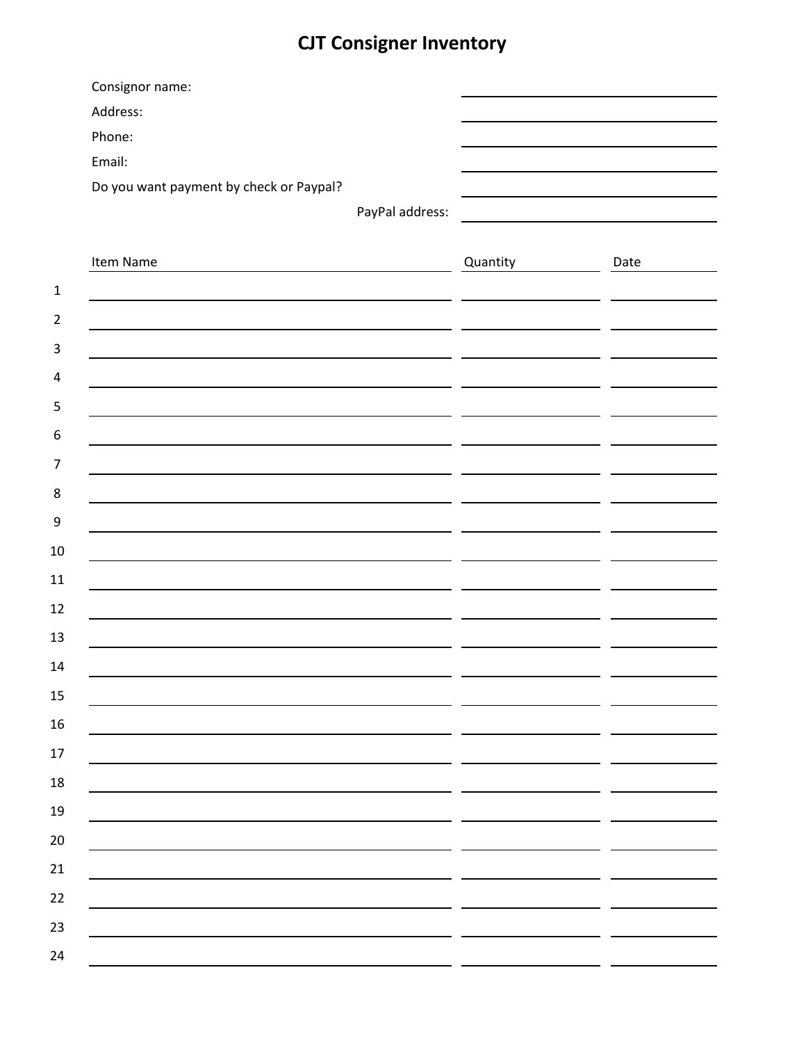# CJT Consigner Inventory

Consignor name: ______________________

Address: ______________________

Phone: ______________________

Email: ______________________

Do you want payment by check or Paypal? ______________________

PayPal address: ______________________

| | Item Name | Quantity | Date |
|---|---|---|---|
| 1 | | | |
| 2 | | | |
| 3 | | | |
| 4 | | | |
| 5 | | | |
| 6 | | | |
| 7 | | | |
| 8 | | | |
| 9 | | | |
| 10 | | | |
| 11 | | | |
| 12 | | | |
| 13 | | | |
| 14 | | | |
| 15 | | | |
| 16 | | | |
| 17 | | | |
| 18 | | | |
| 19 | | | |
| 20 | | | |
| 21 | | | |
| 22 | | | |
| 23 | | | |
| 24 | | | |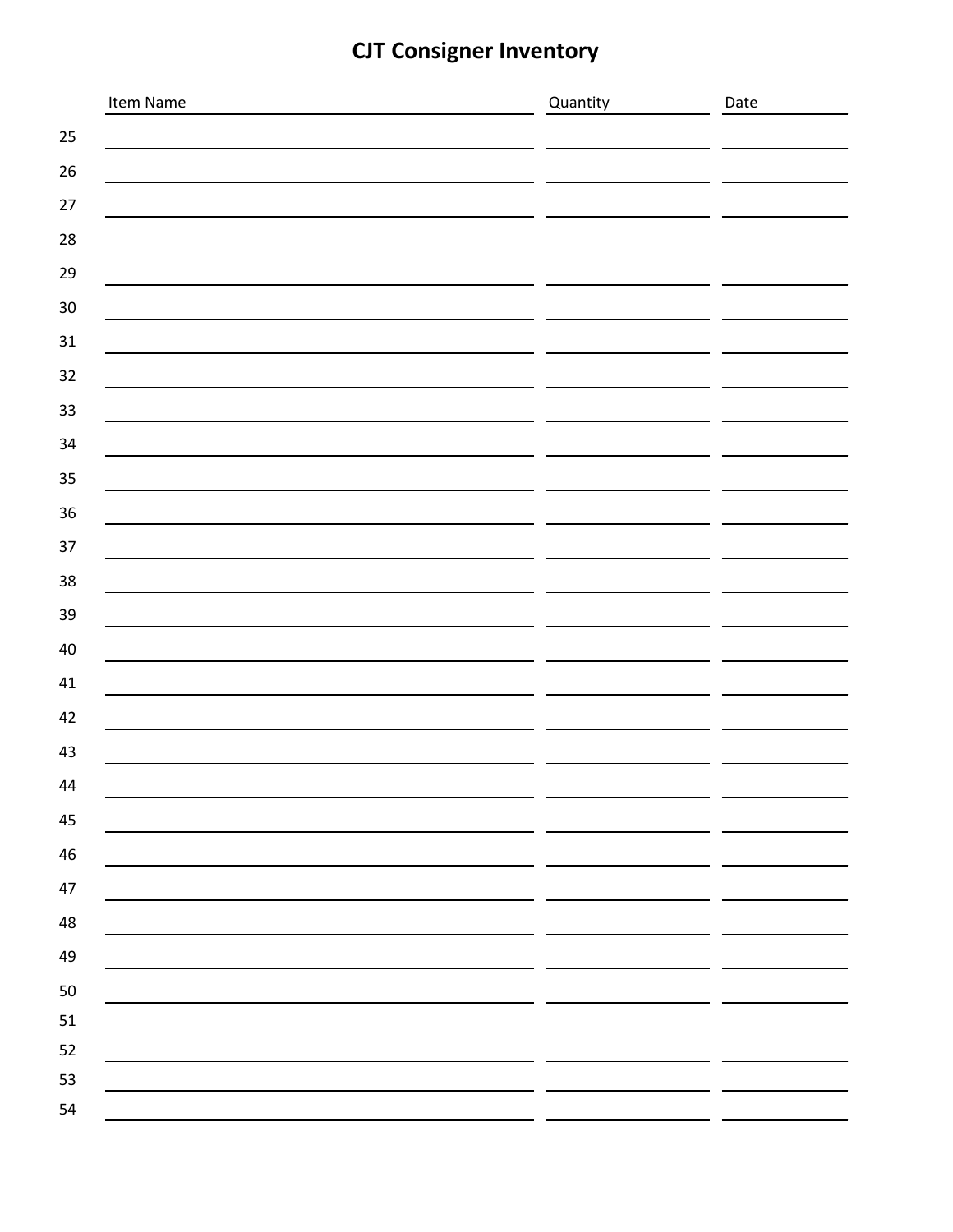# CJT Consigner Inventory

| | Item Name | Quantity | Date |
|---|---|---|---|
| 25 | | | |
| 26 | | | |
| 27 | | | |
| 28 | | | |
| 29 | | | |
| 30 | | | |
| 31 | | | |
| 32 | | | |
| 33 | | | |
| 34 | | | |
| 35 | | | |
| 36 | | | |
| 37 | | | |
| 38 | | | |
| 39 | | | |
| 40 | | | |
| 41 | | | |
| 42 | | | |
| 43 | | | |
| 44 | | | |
| 45 | | | |
| 46 | | | |
| 47 | | | |
| 48 | | | |
| 49 | | | |
| 50 | | | |
| 51 | | | |
| 52 | | | |
| 53 | | | |
| 54 | | | |